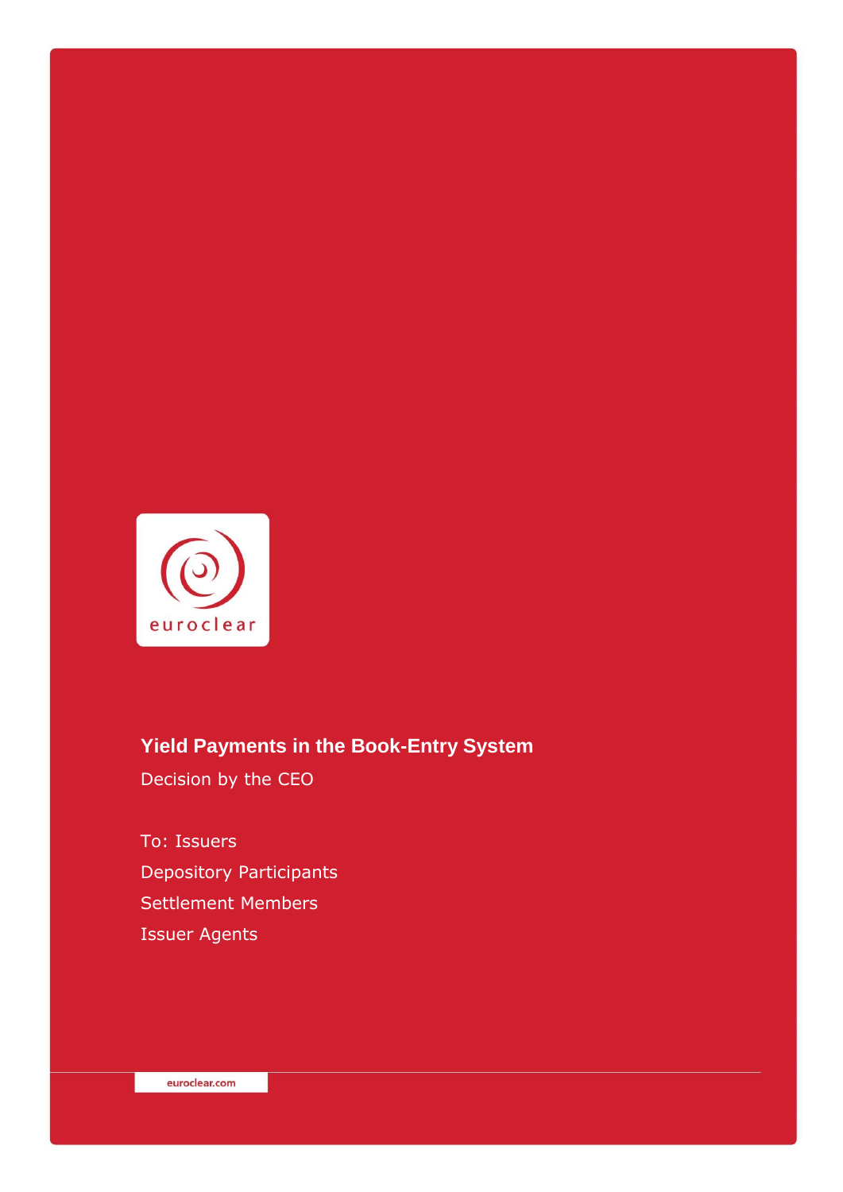# Yield Payments in the Book-Entry System

Decision by the CEO

To: Issuers

Depository Participants

Settlement Members

Issuer Agents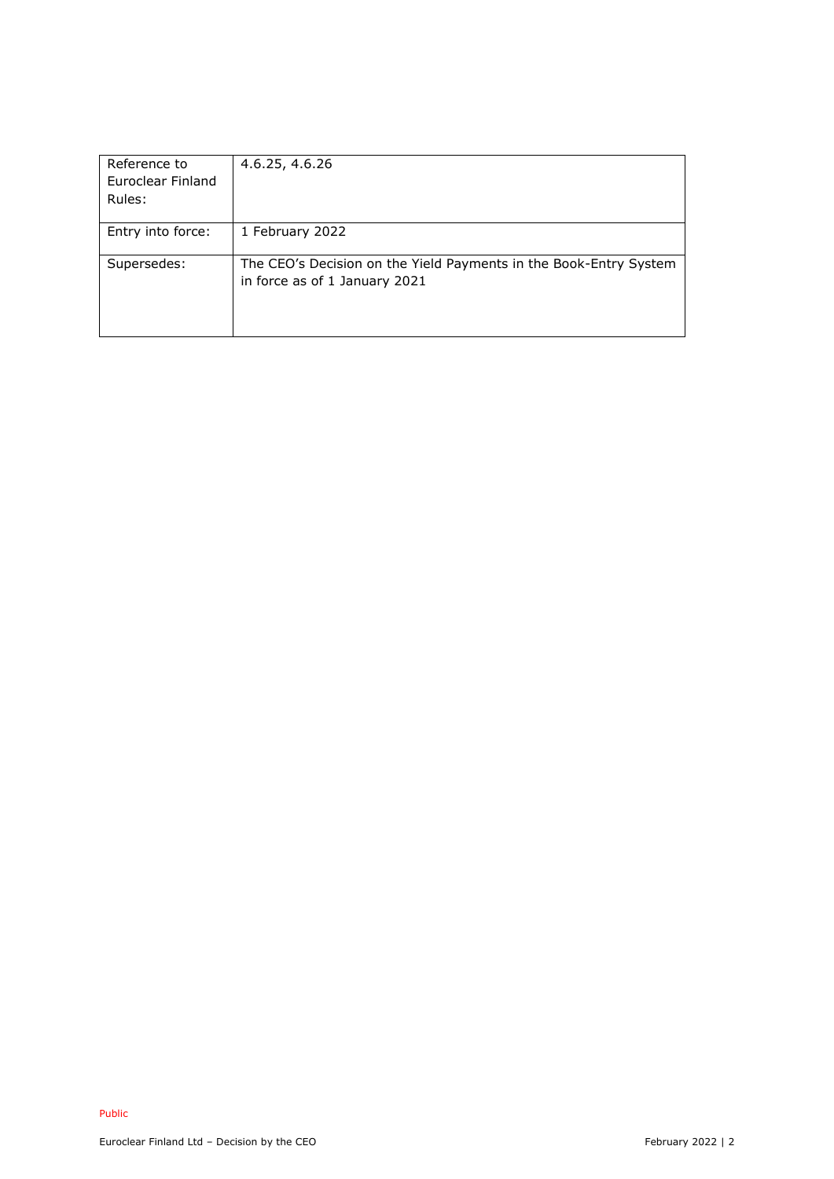| Reference to Euroclear Finland Rules: | 4.6.25, 4.6.26 |
|---|---|
| Entry into force: | 1 February 2022 |
| Supersedes: | The CEO's Decision on the Yield Payments in the Book-Entry System in force as of 1 January 2021 |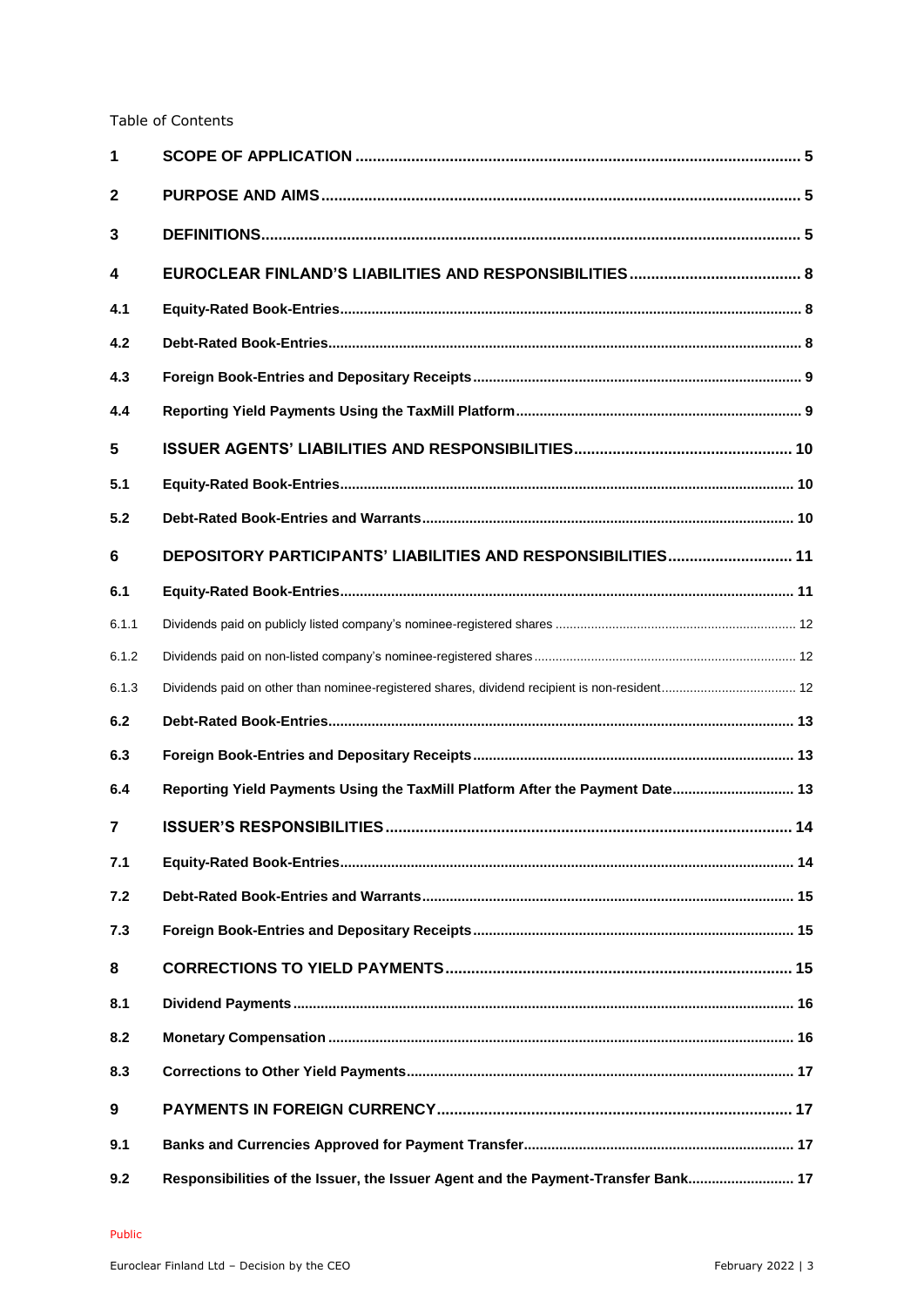Table of Contents

| | | |
|---|---|---|
| **1** | **SCOPE OF APPLICATION** | **5** |
| **2** | **PURPOSE AND AIMS** | **5** |
| **3** | **DEFINITIONS** | **5** |
| **4** | **EUROCLEAR FINLAND'S LIABILITIES AND RESPONSIBILITIES** | **8** |
| **4.1** | **Equity-Rated Book-Entries** | **8** |
| **4.2** | **Debt-Rated Book-Entries** | **8** |
| **4.3** | **Foreign Book-Entries and Depositary Receipts** | **9** |
| **4.4** | **Reporting Yield Payments Using the TaxMill Platform** | **9** |
| **5** | **ISSUER AGENTS' LIABILITIES AND RESPONSIBILITIES** | **10** |
| **5.1** | **Equity-Rated Book-Entries** | **10** |
| **5.2** | **Debt-Rated Book-Entries and Warrants** | **10** |
| **6** | **DEPOSITORY PARTICIPANTS' LIABILITIES AND RESPONSIBILITIES** | **11** |
| **6.1** | **Equity-Rated Book-Entries** | **11** |
| 6.1.1 | Dividends paid on publicly listed company's nominee-registered shares | 12 |
| 6.1.2 | Dividends paid on non-listed company's nominee-registered shares | 12 |
| 6.1.3 | Dividends paid on other than nominee-registered shares, dividend recipient is non-resident | 12 |
| **6.2** | **Debt-Rated Book-Entries** | **13** |
| **6.3** | **Foreign Book-Entries and Depositary Receipts** | **13** |
| **6.4** | **Reporting Yield Payments Using the TaxMill Platform After the Payment Date** | **13** |
| **7** | **ISSUER'S RESPONSIBILITIES** | **14** |
| **7.1** | **Equity-Rated Book-Entries** | **14** |
| **7.2** | **Debt-Rated Book-Entries and Warrants** | **15** |
| **7.3** | **Foreign Book-Entries and Depositary Receipts** | **15** |
| **8** | **CORRECTIONS TO YIELD PAYMENTS** | **15** |
| **8.1** | **Dividend Payments** | **16** |
| **8.2** | **Monetary Compensation** | **16** |
| **8.3** | **Corrections to Other Yield Payments** | **17** |
| **9** | **PAYMENTS IN FOREIGN CURRENCY** | **17** |
| **9.1** | **Banks and Currencies Approved for Payment Transfer** | **17** |
| **9.2** | **Responsibilities of the Issuer, the Issuer Agent and the Payment-Transfer Bank** | **17** |

Public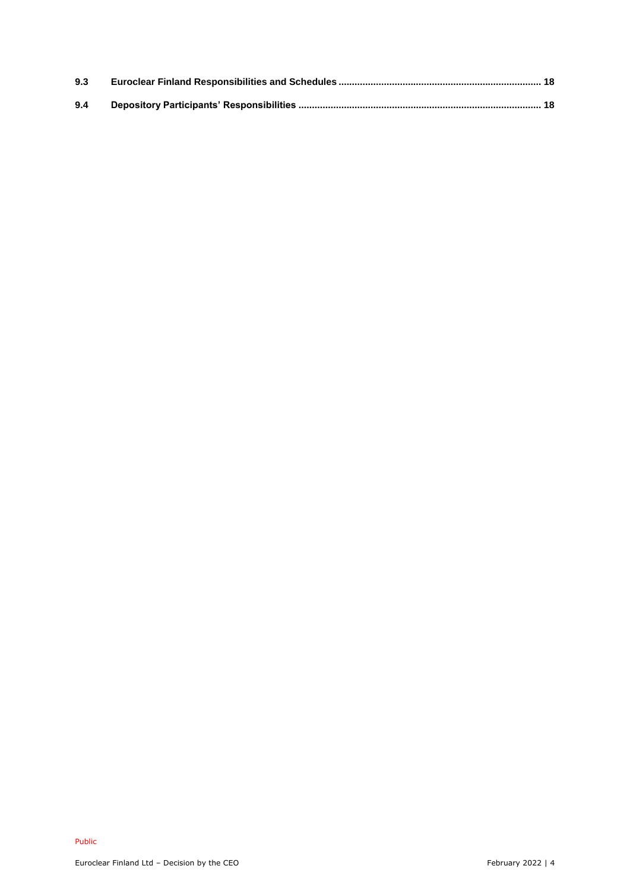**9.3 Euroclear Finland Responsibilities and Schedules .......... 18**

**9.4 Depository Participants' Responsibilities .......... 18**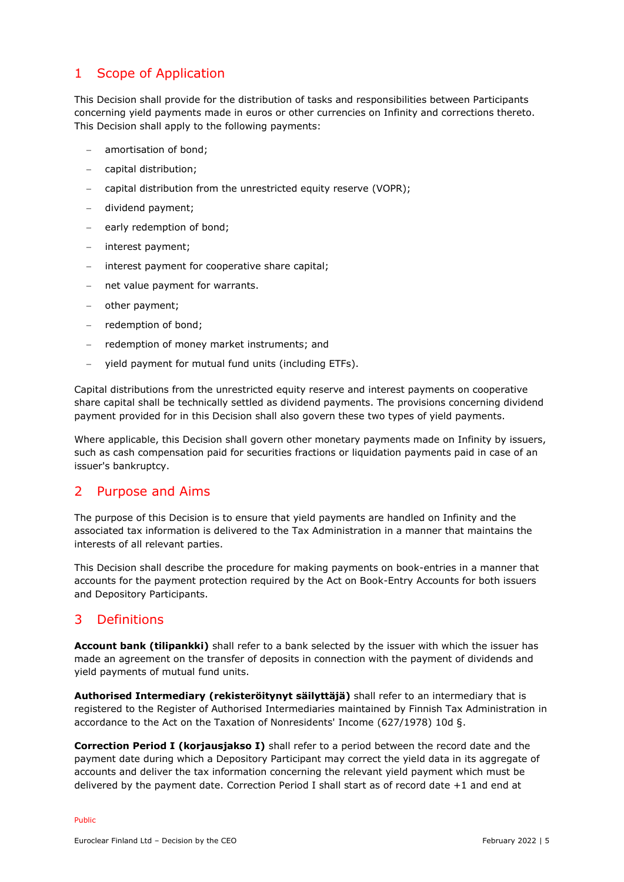## 1 Scope of Application

This Decision shall provide for the distribution of tasks and responsibilities between Participants concerning yield payments made in euros or other currencies on Infinity and corrections thereto. This Decision shall apply to the following payments:

- amortisation of bond;
- capital distribution;
- capital distribution from the unrestricted equity reserve (VOPR);
- dividend payment;
- early redemption of bond;
- interest payment;
- interest payment for cooperative share capital;
- net value payment for warrants.
- other payment;
- redemption of bond;
- redemption of money market instruments; and
- yield payment for mutual fund units (including ETFs).

Capital distributions from the unrestricted equity reserve and interest payments on cooperative share capital shall be technically settled as dividend payments. The provisions concerning dividend payment provided for in this Decision shall also govern these two types of yield payments.

Where applicable, this Decision shall govern other monetary payments made on Infinity by issuers, such as cash compensation paid for securities fractions or liquidation payments paid in case of an issuer's bankruptcy.

## 2 Purpose and Aims

The purpose of this Decision is to ensure that yield payments are handled on Infinity and the associated tax information is delivered to the Tax Administration in a manner that maintains the interests of all relevant parties.

This Decision shall describe the procedure for making payments on book-entries in a manner that accounts for the payment protection required by the Act on Book-Entry Accounts for both issuers and Depository Participants.

## 3 Definitions

**Account bank (tilipankki)** shall refer to a bank selected by the issuer with which the issuer has made an agreement on the transfer of deposits in connection with the payment of dividends and yield payments of mutual fund units.

**Authorised Intermediary (rekisteröitynyt säilyttäjä)** shall refer to an intermediary that is registered to the Register of Authorised Intermediaries maintained by Finnish Tax Administration in accordance to the Act on the Taxation of Nonresidents' Income (627/1978) 10d §.

**Correction Period I (korjausjakso I)** shall refer to a period between the record date and the payment date during which a Depository Participant may correct the yield data in its aggregate of accounts and deliver the tax information concerning the relevant yield payment which must be delivered by the payment date. Correction Period I shall start as of record date +1 and end at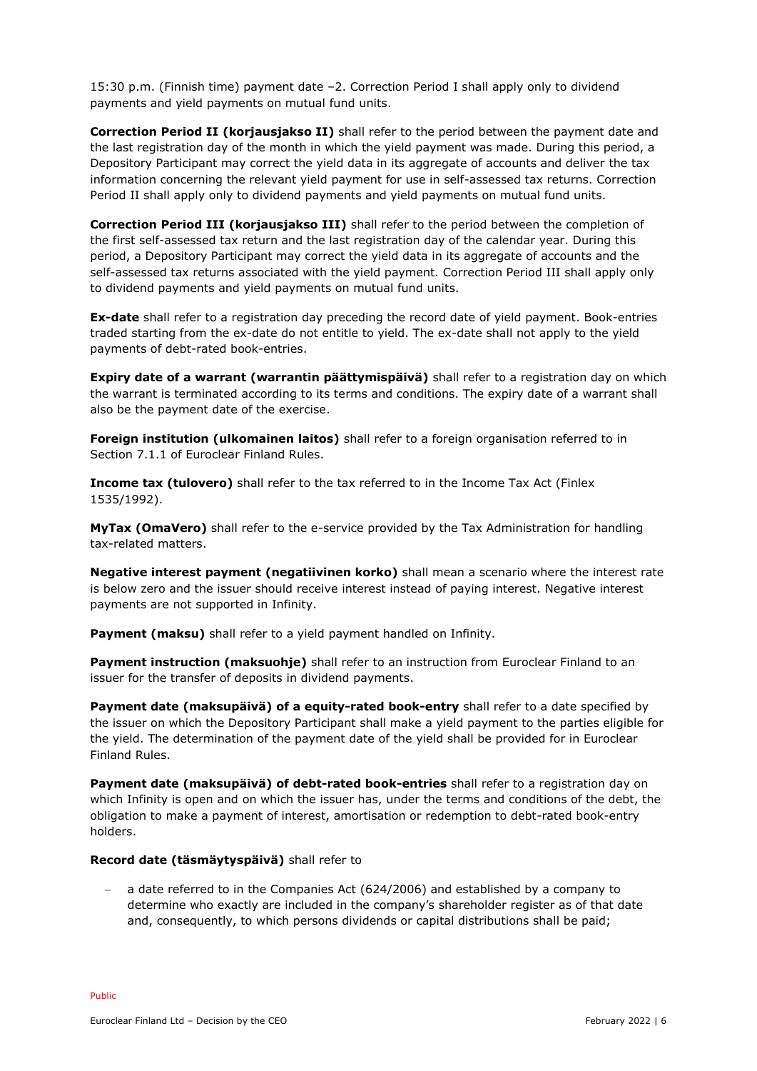15:30 p.m. (Finnish time) payment date –2. Correction Period I shall apply only to dividend payments and yield payments on mutual fund units.

**Correction Period II (korjausjakso II)** shall refer to the period between the payment date and the last registration day of the month in which the yield payment was made. During this period, a Depository Participant may correct the yield data in its aggregate of accounts and deliver the tax information concerning the relevant yield payment for use in self-assessed tax returns. Correction Period II shall apply only to dividend payments and yield payments on mutual fund units.

**Correction Period III (korjausjakso III)** shall refer to the period between the completion of the first self-assessed tax return and the last registration day of the calendar year. During this period, a Depository Participant may correct the yield data in its aggregate of accounts and the self-assessed tax returns associated with the yield payment. Correction Period III shall apply only to dividend payments and yield payments on mutual fund units.

**Ex-date** shall refer to a registration day preceding the record date of yield payment. Book-entries traded starting from the ex-date do not entitle to yield. The ex-date shall not apply to the yield payments of debt-rated book-entries.

**Expiry date of a warrant (warrantin päättymispäivä)** shall refer to a registration day on which the warrant is terminated according to its terms and conditions. The expiry date of a warrant shall also be the payment date of the exercise.

**Foreign institution (ulkomainen laitos)** shall refer to a foreign organisation referred to in Section 7.1.1 of Euroclear Finland Rules.

**Income tax (tulovero)** shall refer to the tax referred to in the Income Tax Act (Finlex 1535/1992).

**MyTax (OmaVero)** shall refer to the e-service provided by the Tax Administration for handling tax-related matters.

**Negative interest payment (negatiivinen korko)** shall mean a scenario where the interest rate is below zero and the issuer should receive interest instead of paying interest. Negative interest payments are not supported in Infinity.

**Payment (maksu)** shall refer to a yield payment handled on Infinity.

**Payment instruction (maksuohje)** shall refer to an instruction from Euroclear Finland to an issuer for the transfer of deposits in dividend payments.

**Payment date (maksupäivä) of a equity-rated book-entry** shall refer to a date specified by the issuer on which the Depository Participant shall make a yield payment to the parties eligible for the yield. The determination of the payment date of the yield shall be provided for in Euroclear Finland Rules.

**Payment date (maksupäivä) of debt-rated book-entries** shall refer to a registration day on which Infinity is open and on which the issuer has, under the terms and conditions of the debt, the obligation to make a payment of interest, amortisation or redemption to debt-rated book-entry holders.

**Record date (täsmäytyspäivä)** shall refer to

- a date referred to in the Companies Act (624/2006) and established by a company to determine who exactly are included in the company's shareholder register as of that date and, consequently, to which persons dividends or capital distributions shall be paid;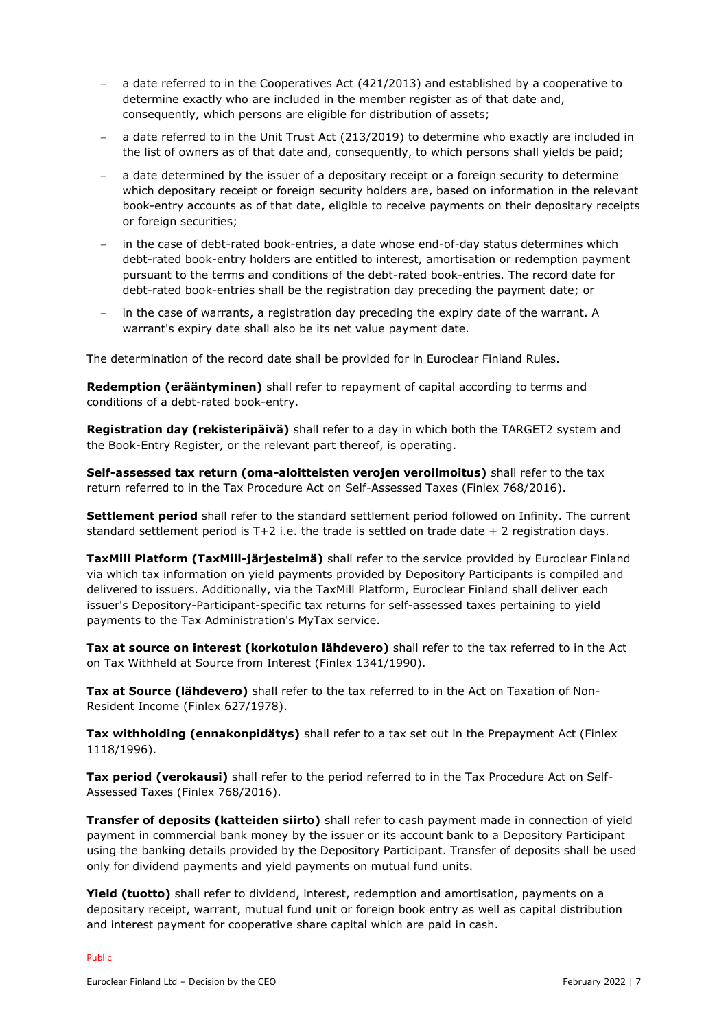- a date referred to in the Cooperatives Act (421/2013) and established by a cooperative to determine exactly who are included in the member register as of that date and, consequently, which persons are eligible for distribution of assets;
- a date referred to in the Unit Trust Act (213/2019) to determine who exactly are included in the list of owners as of that date and, consequently, to which persons shall yields be paid;
- a date determined by the issuer of a depositary receipt or a foreign security to determine which depositary receipt or foreign security holders are, based on information in the relevant book-entry accounts as of that date, eligible to receive payments on their depositary receipts or foreign securities;
- in the case of debt-rated book-entries, a date whose end-of-day status determines which debt-rated book-entry holders are entitled to interest, amortisation or redemption payment pursuant to the terms and conditions of the debt-rated book-entries. The record date for debt-rated book-entries shall be the registration day preceding the payment date; or
- in the case of warrants, a registration day preceding the expiry date of the warrant. A warrant's expiry date shall also be its net value payment date.

The determination of the record date shall be provided for in Euroclear Finland Rules.

**Redemption (erääntyminen)** shall refer to repayment of capital according to terms and conditions of a debt-rated book-entry.

**Registration day (rekisteripäivä)** shall refer to a day in which both the TARGET2 system and the Book-Entry Register, or the relevant part thereof, is operating.

**Self-assessed tax return (oma-aloitteisten verojen veroilmoitus)** shall refer to the tax return referred to in the Tax Procedure Act on Self-Assessed Taxes (Finlex 768/2016).

**Settlement period** shall refer to the standard settlement period followed on Infinity. The current standard settlement period is T+2 i.e. the trade is settled on trade date + 2 registration days.

**TaxMill Platform (TaxMill-järjestelmä)** shall refer to the service provided by Euroclear Finland via which tax information on yield payments provided by Depository Participants is compiled and delivered to issuers. Additionally, via the TaxMill Platform, Euroclear Finland shall deliver each issuer's Depository-Participant-specific tax returns for self-assessed taxes pertaining to yield payments to the Tax Administration's MyTax service.

**Tax at source on interest (korkotulon lähdevero)** shall refer to the tax referred to in the Act on Tax Withheld at Source from Interest (Finlex 1341/1990).

**Tax at Source (lähdevero)** shall refer to the tax referred to in the Act on Taxation of Non-Resident Income (Finlex 627/1978).

**Tax withholding (ennakonpidätys)** shall refer to a tax set out in the Prepayment Act (Finlex 1118/1996).

**Tax period (verokausi)** shall refer to the period referred to in the Tax Procedure Act on Self-Assessed Taxes (Finlex 768/2016).

**Transfer of deposits (katteiden siirto)** shall refer to cash payment made in connection of yield payment in commercial bank money by the issuer or its account bank to a Depository Participant using the banking details provided by the Depository Participant. Transfer of deposits shall be used only for dividend payments and yield payments on mutual fund units.

**Yield (tuotto)** shall refer to dividend, interest, redemption and amortisation, payments on a depositary receipt, warrant, mutual fund unit or foreign book entry as well as capital distribution and interest payment for cooperative share capital which are paid in cash.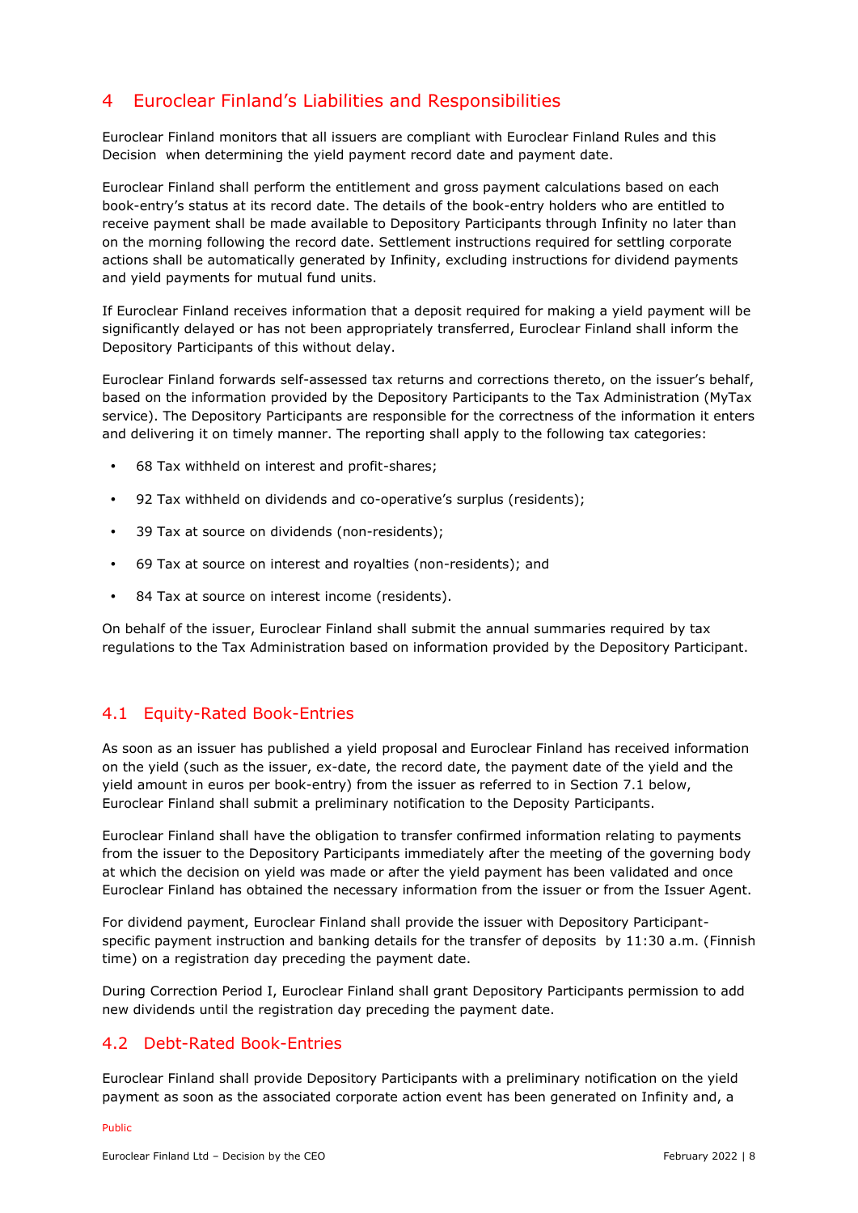# 4 Euroclear Finland's Liabilities and Responsibilities

Euroclear Finland monitors that all issuers are compliant with Euroclear Finland Rules and this Decision when determining the yield payment record date and payment date.

Euroclear Finland shall perform the entitlement and gross payment calculations based on each book-entry's status at its record date. The details of the book-entry holders who are entitled to receive payment shall be made available to Depository Participants through Infinity no later than on the morning following the record date. Settlement instructions required for settling corporate actions shall be automatically generated by Infinity, excluding instructions for dividend payments and yield payments for mutual fund units.

If Euroclear Finland receives information that a deposit required for making a yield payment will be significantly delayed or has not been appropriately transferred, Euroclear Finland shall inform the Depository Participants of this without delay.

Euroclear Finland forwards self-assessed tax returns and corrections thereto, on the issuer's behalf, based on the information provided by the Depository Participants to the Tax Administration (MyTax service). The Depository Participants are responsible for the correctness of the information it enters and delivering it on timely manner. The reporting shall apply to the following tax categories:

- 68 Tax withheld on interest and profit-shares;
- 92 Tax withheld on dividends and co-operative's surplus (residents);
- 39 Tax at source on dividends (non-residents);
- 69 Tax at source on interest and royalties (non-residents); and
- 84 Tax at source on interest income (residents).

On behalf of the issuer, Euroclear Finland shall submit the annual summaries required by tax regulations to the Tax Administration based on information provided by the Depository Participant.

## 4.1 Equity-Rated Book-Entries

As soon as an issuer has published a yield proposal and Euroclear Finland has received information on the yield (such as the issuer, ex-date, the record date, the payment date of the yield and the yield amount in euros per book-entry) from the issuer as referred to in Section 7.1 below, Euroclear Finland shall submit a preliminary notification to the Deposity Participants.

Euroclear Finland shall have the obligation to transfer confirmed information relating to payments from the issuer to the Depository Participants immediately after the meeting of the governing body at which the decision on yield was made or after the yield payment has been validated and once Euroclear Finland has obtained the necessary information from the issuer or from the Issuer Agent.

For dividend payment, Euroclear Finland shall provide the issuer with Depository Participant-specific payment instruction and banking details for the transfer of deposits by 11:30 a.m. (Finnish time) on a registration day preceding the payment date.

During Correction Period I, Euroclear Finland shall grant Depository Participants permission to add new dividends until the registration day preceding the payment date.

## 4.2 Debt-Rated Book-Entries

Euroclear Finland shall provide Depository Participants with a preliminary notification on the yield payment as soon as the associated corporate action event has been generated on Infinity and, a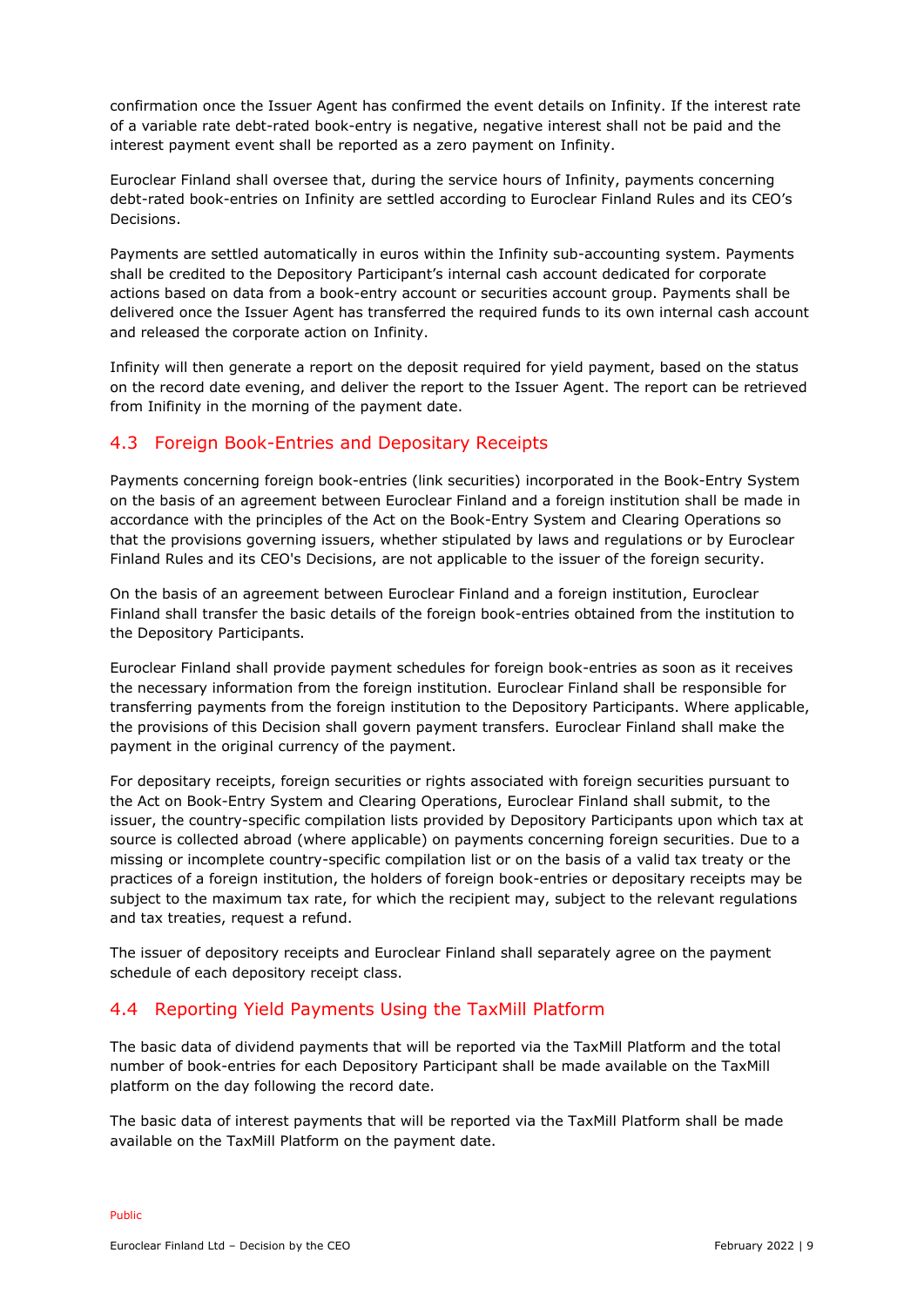confirmation once the Issuer Agent has confirmed the event details on Infinity. If the interest rate of a variable rate debt-rated book-entry is negative, negative interest shall not be paid and the interest payment event shall be reported as a zero payment on Infinity.

Euroclear Finland shall oversee that, during the service hours of Infinity, payments concerning debt-rated book-entries on Infinity are settled according to Euroclear Finland Rules and its CEO's Decisions.

Payments are settled automatically in euros within the Infinity sub-accounting system. Payments shall be credited to the Depository Participant's internal cash account dedicated for corporate actions based on data from a book-entry account or securities account group. Payments shall be delivered once the Issuer Agent has transferred the required funds to its own internal cash account and released the corporate action on Infinity.

Infinity will then generate a report on the deposit required for yield payment, based on the status on the record date evening, and deliver the report to the Issuer Agent. The report can be retrieved from Inifinity in the morning of the payment date.

## 4.3 Foreign Book-Entries and Depositary Receipts

Payments concerning foreign book-entries (link securities) incorporated in the Book-Entry System on the basis of an agreement between Euroclear Finland and a foreign institution shall be made in accordance with the principles of the Act on the Book-Entry System and Clearing Operations so that the provisions governing issuers, whether stipulated by laws and regulations or by Euroclear Finland Rules and its CEO's Decisions, are not applicable to the issuer of the foreign security.

On the basis of an agreement between Euroclear Finland and a foreign institution, Euroclear Finland shall transfer the basic details of the foreign book-entries obtained from the institution to the Depository Participants.

Euroclear Finland shall provide payment schedules for foreign book-entries as soon as it receives the necessary information from the foreign institution. Euroclear Finland shall be responsible for transferring payments from the foreign institution to the Depository Participants. Where applicable, the provisions of this Decision shall govern payment transfers. Euroclear Finland shall make the payment in the original currency of the payment.

For depositary receipts, foreign securities or rights associated with foreign securities pursuant to the Act on Book-Entry System and Clearing Operations, Euroclear Finland shall submit, to the issuer, the country-specific compilation lists provided by Depository Participants upon which tax at source is collected abroad (where applicable) on payments concerning foreign securities. Due to a missing or incomplete country-specific compilation list or on the basis of a valid tax treaty or the practices of a foreign institution, the holders of foreign book-entries or depositary receipts may be subject to the maximum tax rate, for which the recipient may, subject to the relevant regulations and tax treaties, request a refund.

The issuer of depository receipts and Euroclear Finland shall separately agree on the payment schedule of each depository receipt class.

## 4.4 Reporting Yield Payments Using the TaxMill Platform

The basic data of dividend payments that will be reported via the TaxMill Platform and the total number of book-entries for each Depository Participant shall be made available on the TaxMill platform on the day following the record date.

The basic data of interest payments that will be reported via the TaxMill Platform shall be made available on the TaxMill Platform on the payment date.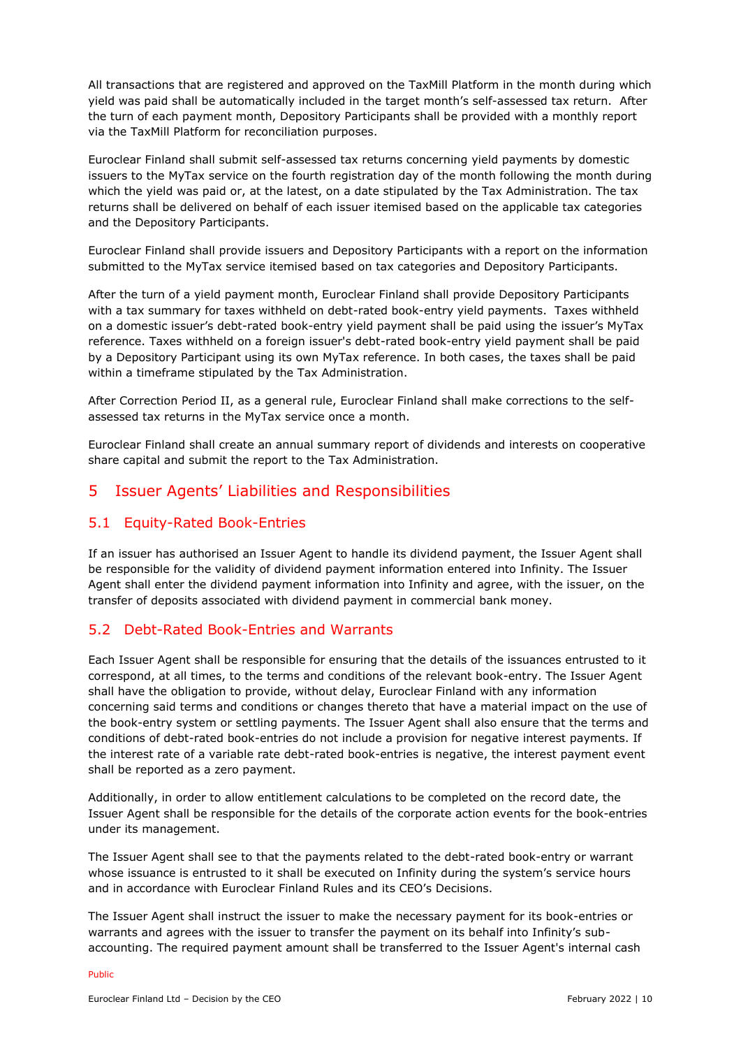All transactions that are registered and approved on the TaxMill Platform in the month during which yield was paid shall be automatically included in the target month's self-assessed tax return. After the turn of each payment month, Depository Participants shall be provided with a monthly report via the TaxMill Platform for reconciliation purposes.

Euroclear Finland shall submit self-assessed tax returns concerning yield payments by domestic issuers to the MyTax service on the fourth registration day of the month following the month during which the yield was paid or, at the latest, on a date stipulated by the Tax Administration. The tax returns shall be delivered on behalf of each issuer itemised based on the applicable tax categories and the Depository Participants.

Euroclear Finland shall provide issuers and Depository Participants with a report on the information submitted to the MyTax service itemised based on tax categories and Depository Participants.

After the turn of a yield payment month, Euroclear Finland shall provide Depository Participants with a tax summary for taxes withheld on debt-rated book-entry yield payments. Taxes withheld on a domestic issuer's debt-rated book-entry yield payment shall be paid using the issuer's MyTax reference. Taxes withheld on a foreign issuer's debt-rated book-entry yield payment shall be paid by a Depository Participant using its own MyTax reference. In both cases, the taxes shall be paid within a timeframe stipulated by the Tax Administration.

After Correction Period II, as a general rule, Euroclear Finland shall make corrections to the self-assessed tax returns in the MyTax service once a month.

Euroclear Finland shall create an annual summary report of dividends and interests on cooperative share capital and submit the report to the Tax Administration.

# 5 Issuer Agents' Liabilities and Responsibilities

## 5.1 Equity-Rated Book-Entries

If an issuer has authorised an Issuer Agent to handle its dividend payment, the Issuer Agent shall be responsible for the validity of dividend payment information entered into Infinity. The Issuer Agent shall enter the dividend payment information into Infinity and agree, with the issuer, on the transfer of deposits associated with dividend payment in commercial bank money.

## 5.2 Debt-Rated Book-Entries and Warrants

Each Issuer Agent shall be responsible for ensuring that the details of the issuances entrusted to it correspond, at all times, to the terms and conditions of the relevant book-entry. The Issuer Agent shall have the obligation to provide, without delay, Euroclear Finland with any information concerning said terms and conditions or changes thereto that have a material impact on the use of the book-entry system or settling payments. The Issuer Agent shall also ensure that the terms and conditions of debt-rated book-entries do not include a provision for negative interest payments. If the interest rate of a variable rate debt-rated book-entries is negative, the interest payment event shall be reported as a zero payment.

Additionally, in order to allow entitlement calculations to be completed on the record date, the Issuer Agent shall be responsible for the details of the corporate action events for the book-entries under its management.

The Issuer Agent shall see to that the payments related to the debt-rated book-entry or warrant whose issuance is entrusted to it shall be executed on Infinity during the system's service hours and in accordance with Euroclear Finland Rules and its CEO's Decisions.

The Issuer Agent shall instruct the issuer to make the necessary payment for its book-entries or warrants and agrees with the issuer to transfer the payment on its behalf into Infinity's sub-accounting. The required payment amount shall be transferred to the Issuer Agent's internal cash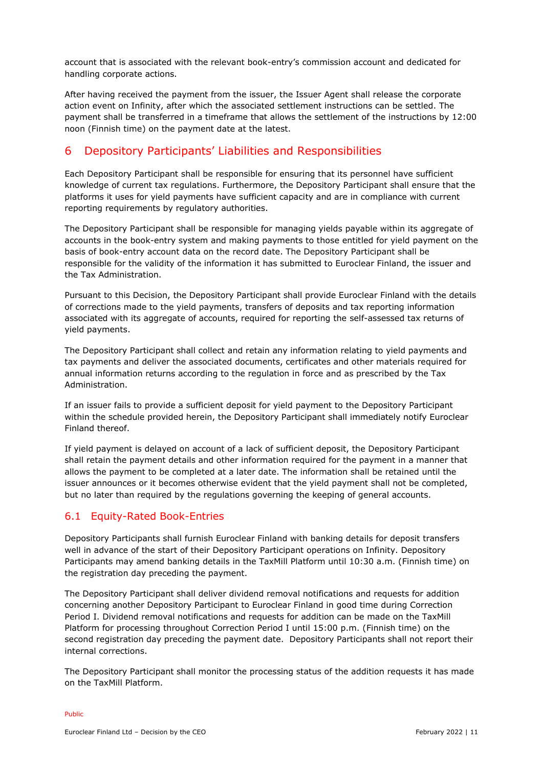account that is associated with the relevant book-entry's commission account and dedicated for handling corporate actions.

After having received the payment from the issuer, the Issuer Agent shall release the corporate action event on Infinity, after which the associated settlement instructions can be settled. The payment shall be transferred in a timeframe that allows the settlement of the instructions by 12:00 noon (Finnish time) on the payment date at the latest.

## 6 Depository Participants' Liabilities and Responsibilities

Each Depository Participant shall be responsible for ensuring that its personnel have sufficient knowledge of current tax regulations. Furthermore, the Depository Participant shall ensure that the platforms it uses for yield payments have sufficient capacity and are in compliance with current reporting requirements by regulatory authorities.

The Depository Participant shall be responsible for managing yields payable within its aggregate of accounts in the book-entry system and making payments to those entitled for yield payment on the basis of book-entry account data on the record date. The Depository Participant shall be responsible for the validity of the information it has submitted to Euroclear Finland, the issuer and the Tax Administration.

Pursuant to this Decision, the Depository Participant shall provide Euroclear Finland with the details of corrections made to the yield payments, transfers of deposits and tax reporting information associated with its aggregate of accounts, required for reporting the self-assessed tax returns of yield payments.

The Depository Participant shall collect and retain any information relating to yield payments and tax payments and deliver the associated documents, certificates and other materials required for annual information returns according to the regulation in force and as prescribed by the Tax Administration.

If an issuer fails to provide a sufficient deposit for yield payment to the Depository Participant within the schedule provided herein, the Depository Participant shall immediately notify Euroclear Finland thereof.

If yield payment is delayed on account of a lack of sufficient deposit, the Depository Participant shall retain the payment details and other information required for the payment in a manner that allows the payment to be completed at a later date. The information shall be retained until the issuer announces or it becomes otherwise evident that the yield payment shall not be completed, but no later than required by the regulations governing the keeping of general accounts.

### 6.1 Equity-Rated Book-Entries

Depository Participants shall furnish Euroclear Finland with banking details for deposit transfers well in advance of the start of their Depository Participant operations on Infinity. Depository Participants may amend banking details in the TaxMill Platform until 10:30 a.m. (Finnish time) on the registration day preceding the payment.

The Depository Participant shall deliver dividend removal notifications and requests for addition concerning another Depository Participant to Euroclear Finland in good time during Correction Period I. Dividend removal notifications and requests for addition can be made on the TaxMill Platform for processing throughout Correction Period I until 15:00 p.m. (Finnish time) on the second registration day preceding the payment date. Depository Participants shall not report their internal corrections.

The Depository Participant shall monitor the processing status of the addition requests it has made on the TaxMill Platform.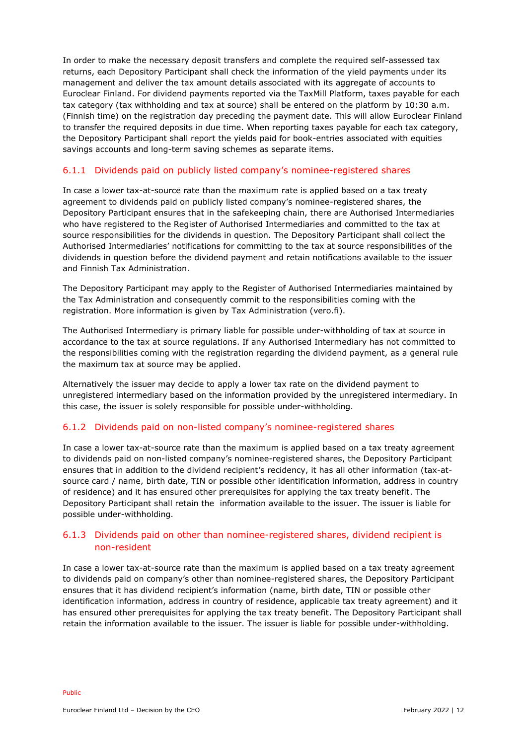In order to make the necessary deposit transfers and complete the required self-assessed tax returns, each Depository Participant shall check the information of the yield payments under its management and deliver the tax amount details associated with its aggregate of accounts to Euroclear Finland. For dividend payments reported via the TaxMill Platform, taxes payable for each tax category (tax withholding and tax at source) shall be entered on the platform by 10:30 a.m. (Finnish time) on the registration day preceding the payment date. This will allow Euroclear Finland to transfer the required deposits in due time. When reporting taxes payable for each tax category, the Depository Participant shall report the yields paid for book-entries associated with equities savings accounts and long-term saving schemes as separate items.

### 6.1.1 Dividends paid on publicly listed company's nominee-registered shares

In case a lower tax-at-source rate than the maximum rate is applied based on a tax treaty agreement to dividends paid on publicly listed company's nominee-registered shares, the Depository Participant ensures that in the safekeeping chain, there are Authorised Intermediaries who have registered to the Register of Authorised Intermediaries and committed to the tax at source responsibilities for the dividends in question. The Depository Participant shall collect the Authorised Intermediaries' notifications for committing to the tax at source responsibilities of the dividends in question before the dividend payment and retain notifications available to the issuer and Finnish Tax Administration.

The Depository Participant may apply to the Register of Authorised Intermediaries maintained by the Tax Administration and consequently commit to the responsibilities coming with the registration. More information is given by Tax Administration (vero.fi).

The Authorised Intermediary is primary liable for possible under-withholding of tax at source in accordance to the tax at source regulations. If any Authorised Intermediary has not committed to the responsibilities coming with the registration regarding the dividend payment, as a general rule the maximum tax at source may be applied.

Alternatively the issuer may decide to apply a lower tax rate on the dividend payment to unregistered intermediary based on the information provided by the unregistered intermediary. In this case, the issuer is solely responsible for possible under-withholding.

### 6.1.2 Dividends paid on non-listed company's nominee-registered shares

In case a lower tax-at-source rate than the maximum is applied based on a tax treaty agreement to dividends paid on non-listed company's nominee-registered shares, the Depository Participant ensures that in addition to the dividend recipient's recidency, it has all other information (tax-at-source card / name, birth date, TIN or possible other identification information, address in country of residence) and it has ensured other prerequisites for applying the tax treaty benefit. The Depository Participant shall retain the information available to the issuer. The issuer is liable for possible under-withholding.

### 6.1.3 Dividends paid on other than nominee-registered shares, dividend recipient is non-resident

In case a lower tax-at-source rate than the maximum is applied based on a tax treaty agreement to dividends paid on company's other than nominee-registered shares, the Depository Participant ensures that it has dividend recipient's information (name, birth date, TIN or possible other identification information, address in country of residence, applicable tax treaty agreement) and it has ensured other prerequisites for applying the tax treaty benefit. The Depository Participant shall retain the information available to the issuer. The issuer is liable for possible under-withholding.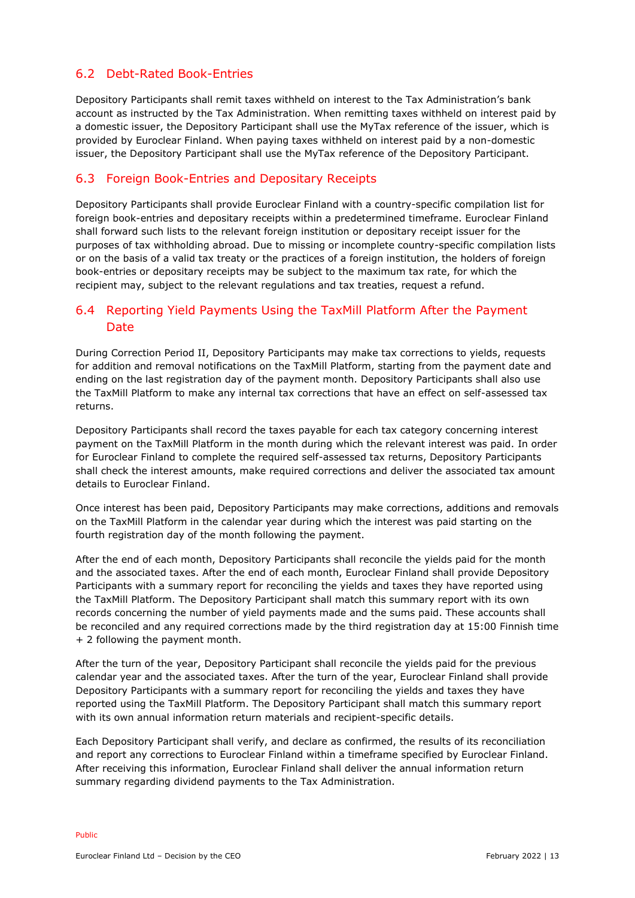## 6.2 Debt-Rated Book-Entries

Depository Participants shall remit taxes withheld on interest to the Tax Administration's bank account as instructed by the Tax Administration. When remitting taxes withheld on interest paid by a domestic issuer, the Depository Participant shall use the MyTax reference of the issuer, which is provided by Euroclear Finland. When paying taxes withheld on interest paid by a non-domestic issuer, the Depository Participant shall use the MyTax reference of the Depository Participant.

## 6.3 Foreign Book-Entries and Depositary Receipts

Depository Participants shall provide Euroclear Finland with a country-specific compilation list for foreign book-entries and depositary receipts within a predetermined timeframe. Euroclear Finland shall forward such lists to the relevant foreign institution or depositary receipt issuer for the purposes of tax withholding abroad. Due to missing or incomplete country-specific compilation lists or on the basis of a valid tax treaty or the practices of a foreign institution, the holders of foreign book-entries or depositary receipts may be subject to the maximum tax rate, for which the recipient may, subject to the relevant regulations and tax treaties, request a refund.

## 6.4 Reporting Yield Payments Using the TaxMill Platform After the Payment Date

During Correction Period II, Depository Participants may make tax corrections to yields, requests for addition and removal notifications on the TaxMill Platform, starting from the payment date and ending on the last registration day of the payment month. Depository Participants shall also use the TaxMill Platform to make any internal tax corrections that have an effect on self-assessed tax returns.

Depository Participants shall record the taxes payable for each tax category concerning interest payment on the TaxMill Platform in the month during which the relevant interest was paid. In order for Euroclear Finland to complete the required self-assessed tax returns, Depository Participants shall check the interest amounts, make required corrections and deliver the associated tax amount details to Euroclear Finland.

Once interest has been paid, Depository Participants may make corrections, additions and removals on the TaxMill Platform in the calendar year during which the interest was paid starting on the fourth registration day of the month following the payment.

After the end of each month, Depository Participants shall reconcile the yields paid for the month and the associated taxes. After the end of each month, Euroclear Finland shall provide Depository Participants with a summary report for reconciling the yields and taxes they have reported using the TaxMill Platform. The Depository Participant shall match this summary report with its own records concerning the number of yield payments made and the sums paid. These accounts shall be reconciled and any required corrections made by the third registration day at 15:00 Finnish time + 2 following the payment month.

After the turn of the year, Depository Participant shall reconcile the yields paid for the previous calendar year and the associated taxes. After the turn of the year, Euroclear Finland shall provide Depository Participants with a summary report for reconciling the yields and taxes they have reported using the TaxMill Platform. The Depository Participant shall match this summary report with its own annual information return materials and recipient-specific details.

Each Depository Participant shall verify, and declare as confirmed, the results of its reconciliation and report any corrections to Euroclear Finland within a timeframe specified by Euroclear Finland. After receiving this information, Euroclear Finland shall deliver the annual information return summary regarding dividend payments to the Tax Administration.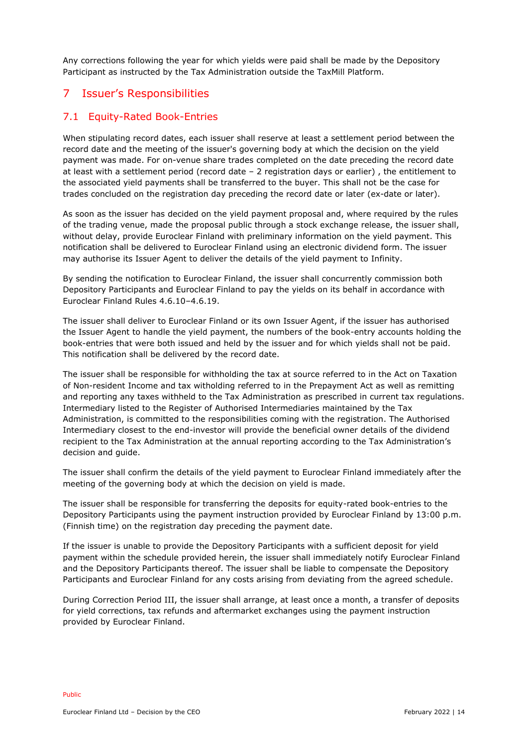Any corrections following the year for which yields were paid shall be made by the Depository Participant as instructed by the Tax Administration outside the TaxMill Platform.

# 7 Issuer's Responsibilities

## 7.1 Equity-Rated Book-Entries

When stipulating record dates, each issuer shall reserve at least a settlement period between the record date and the meeting of the issuer's governing body at which the decision on the yield payment was made. For on-venue share trades completed on the date preceding the record date at least with a settlement period (record date – 2 registration days or earlier) , the entitlement to the associated yield payments shall be transferred to the buyer. This shall not be the case for trades concluded on the registration day preceding the record date or later (ex-date or later).

As soon as the issuer has decided on the yield payment proposal and, where required by the rules of the trading venue, made the proposal public through a stock exchange release, the issuer shall, without delay, provide Euroclear Finland with preliminary information on the yield payment. This notification shall be delivered to Euroclear Finland using an electronic dividend form. The issuer may authorise its Issuer Agent to deliver the details of the yield payment to Infinity.

By sending the notification to Euroclear Finland, the issuer shall concurrently commission both Depository Participants and Euroclear Finland to pay the yields on its behalf in accordance with Euroclear Finland Rules 4.6.10–4.6.19.

The issuer shall deliver to Euroclear Finland or its own Issuer Agent, if the issuer has authorised the Issuer Agent to handle the yield payment, the numbers of the book-entry accounts holding the book-entries that were both issued and held by the issuer and for which yields shall not be paid. This notification shall be delivered by the record date.

The issuer shall be responsible for withholding the tax at source referred to in the Act on Taxation of Non-resident Income and tax witholding referred to in the Prepayment Act as well as remitting and reporting any taxes withheld to the Tax Administration as prescribed in current tax regulations. Intermediary listed to the Register of Authorised Intermediaries maintained by the Tax Administration, is committed to the responsibilities coming with the registration. The Authorised Intermediary closest to the end-investor will provide the beneficial owner details of the dividend recipient to the Tax Administration at the annual reporting according to the Tax Administration's decision and guide.

The issuer shall confirm the details of the yield payment to Euroclear Finland immediately after the meeting of the governing body at which the decision on yield is made.

The issuer shall be responsible for transferring the deposits for equity-rated book-entries to the Depository Participants using the payment instruction provided by Euroclear Finland by 13:00 p.m. (Finnish time) on the registration day preceding the payment date.

If the issuer is unable to provide the Depository Participants with a sufficient deposit for yield payment within the schedule provided herein, the issuer shall immediately notify Euroclear Finland and the Depository Participants thereof. The issuer shall be liable to compensate the Depository Participants and Euroclear Finland for any costs arising from deviating from the agreed schedule.

During Correction Period III, the issuer shall arrange, at least once a month, a transfer of deposits for yield corrections, tax refunds and aftermarket exchanges using the payment instruction provided by Euroclear Finland.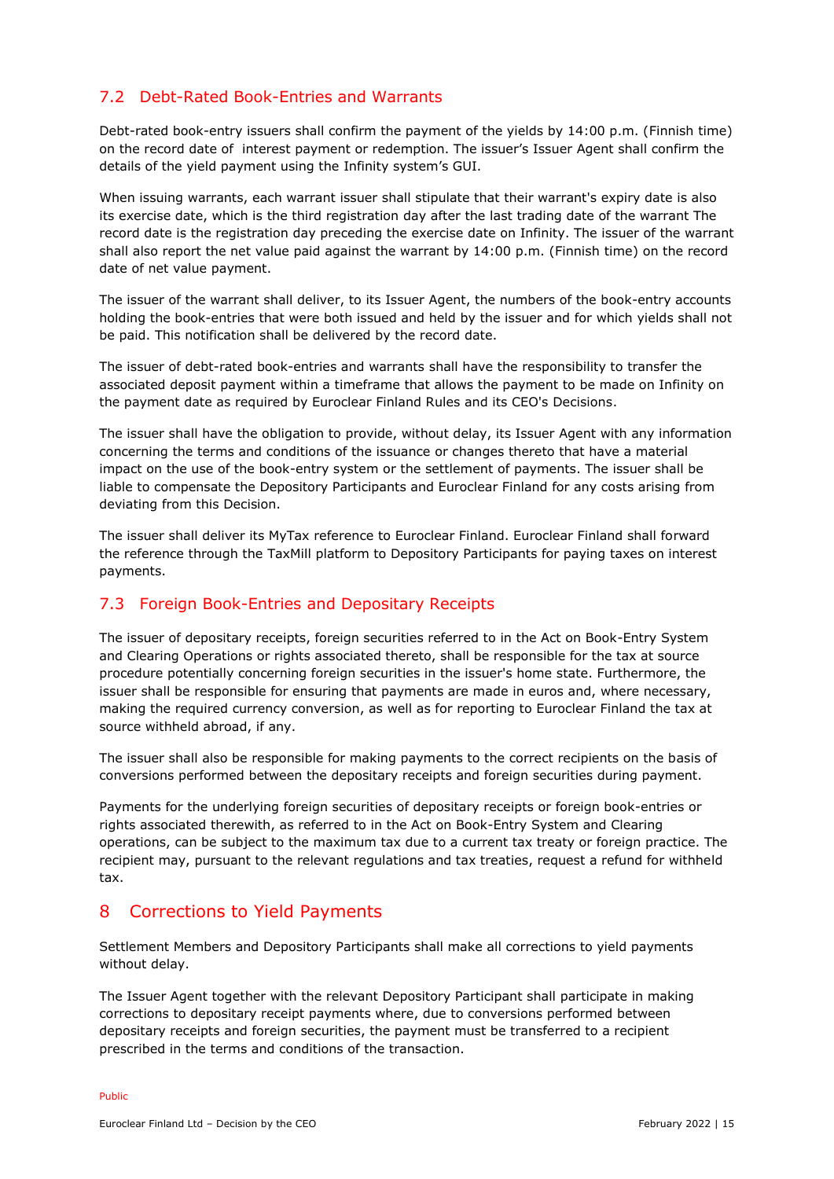## 7.2 Debt-Rated Book-Entries and Warrants

Debt-rated book-entry issuers shall confirm the payment of the yields by 14:00 p.m. (Finnish time) on the record date of interest payment or redemption. The issuer's Issuer Agent shall confirm the details of the yield payment using the Infinity system's GUI.

When issuing warrants, each warrant issuer shall stipulate that their warrant's expiry date is also its exercise date, which is the third registration day after the last trading date of the warrant The record date is the registration day preceding the exercise date on Infinity. The issuer of the warrant shall also report the net value paid against the warrant by 14:00 p.m. (Finnish time) on the record date of net value payment.

The issuer of the warrant shall deliver, to its Issuer Agent, the numbers of the book-entry accounts holding the book-entries that were both issued and held by the issuer and for which yields shall not be paid. This notification shall be delivered by the record date.

The issuer of debt-rated book-entries and warrants shall have the responsibility to transfer the associated deposit payment within a timeframe that allows the payment to be made on Infinity on the payment date as required by Euroclear Finland Rules and its CEO's Decisions.

The issuer shall have the obligation to provide, without delay, its Issuer Agent with any information concerning the terms and conditions of the issuance or changes thereto that have a material impact on the use of the book-entry system or the settlement of payments. The issuer shall be liable to compensate the Depository Participants and Euroclear Finland for any costs arising from deviating from this Decision.

The issuer shall deliver its MyTax reference to Euroclear Finland. Euroclear Finland shall forward the reference through the TaxMill platform to Depository Participants for paying taxes on interest payments.

## 7.3 Foreign Book-Entries and Depositary Receipts

The issuer of depositary receipts, foreign securities referred to in the Act on Book-Entry System and Clearing Operations or rights associated thereto, shall be responsible for the tax at source procedure potentially concerning foreign securities in the issuer's home state. Furthermore, the issuer shall be responsible for ensuring that payments are made in euros and, where necessary, making the required currency conversion, as well as for reporting to Euroclear Finland the tax at source withheld abroad, if any.

The issuer shall also be responsible for making payments to the correct recipients on the basis of conversions performed between the depositary receipts and foreign securities during payment.

Payments for the underlying foreign securities of depositary receipts or foreign book-entries or rights associated therewith, as referred to in the Act on Book-Entry System and Clearing operations, can be subject to the maximum tax due to a current tax treaty or foreign practice. The recipient may, pursuant to the relevant regulations and tax treaties, request a refund for withheld tax.

# 8 Corrections to Yield Payments

Settlement Members and Depository Participants shall make all corrections to yield payments without delay.

The Issuer Agent together with the relevant Depository Participant shall participate in making corrections to depositary receipt payments where, due to conversions performed between depositary receipts and foreign securities, the payment must be transferred to a recipient prescribed in the terms and conditions of the transaction.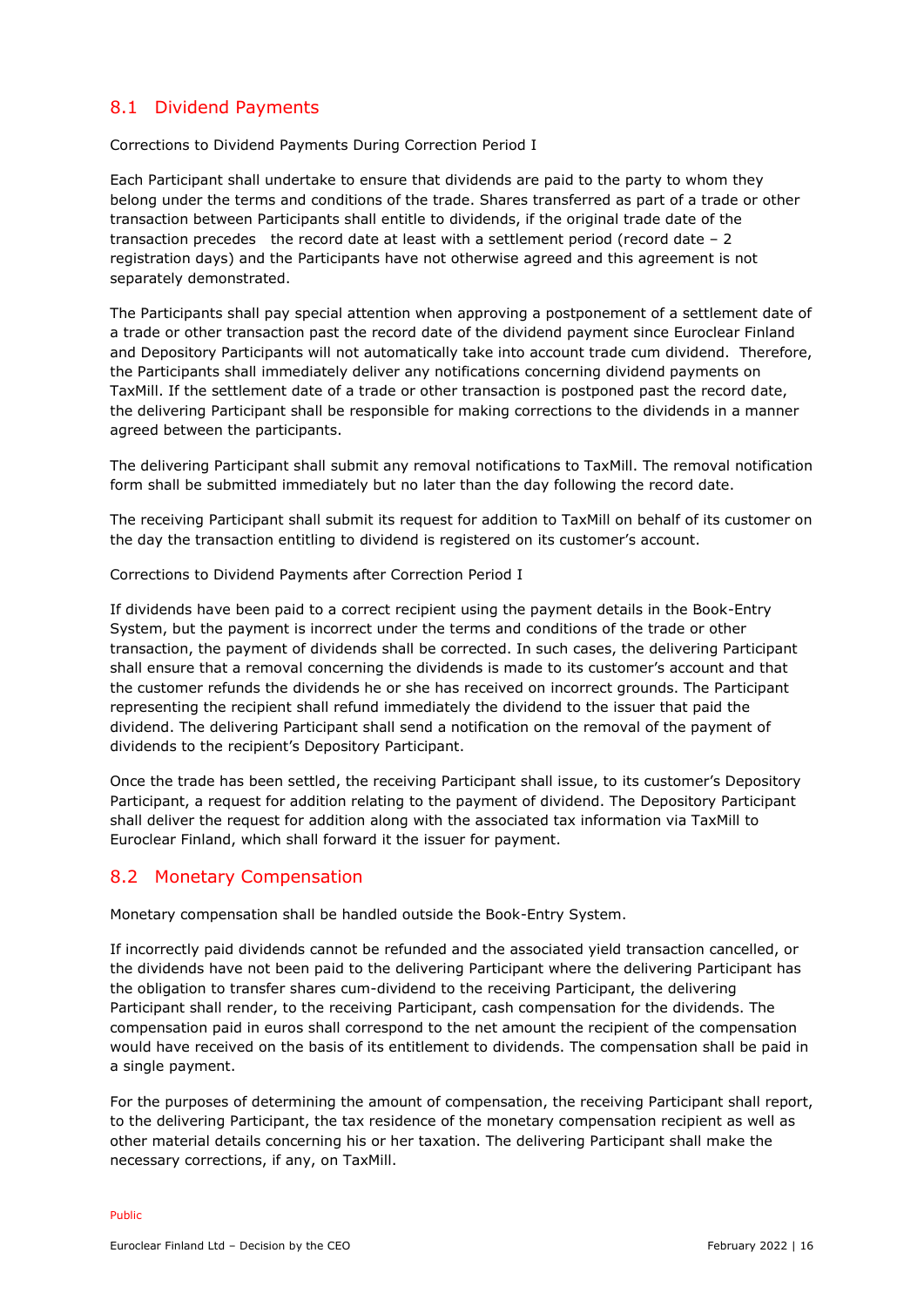## 8.1 Dividend Payments

Corrections to Dividend Payments During Correction Period I

Each Participant shall undertake to ensure that dividends are paid to the party to whom they belong under the terms and conditions of the trade. Shares transferred as part of a trade or other transaction between Participants shall entitle to dividends, if the original trade date of the transaction precedes the record date at least with a settlement period (record date – 2 registration days) and the Participants have not otherwise agreed and this agreement is not separately demonstrated.

The Participants shall pay special attention when approving a postponement of a settlement date of a trade or other transaction past the record date of the dividend payment since Euroclear Finland and Depository Participants will not automatically take into account trade cum dividend. Therefore, the Participants shall immediately deliver any notifications concerning dividend payments on TaxMill. If the settlement date of a trade or other transaction is postponed past the record date, the delivering Participant shall be responsible for making corrections to the dividends in a manner agreed between the participants.

The delivering Participant shall submit any removal notifications to TaxMill. The removal notification form shall be submitted immediately but no later than the day following the record date.

The receiving Participant shall submit its request for addition to TaxMill on behalf of its customer on the day the transaction entitling to dividend is registered on its customer's account.

Corrections to Dividend Payments after Correction Period I

If dividends have been paid to a correct recipient using the payment details in the Book-Entry System, but the payment is incorrect under the terms and conditions of the trade or other transaction, the payment of dividends shall be corrected. In such cases, the delivering Participant shall ensure that a removal concerning the dividends is made to its customer's account and that the customer refunds the dividends he or she has received on incorrect grounds. The Participant representing the recipient shall refund immediately the dividend to the issuer that paid the dividend. The delivering Participant shall send a notification on the removal of the payment of dividends to the recipient's Depository Participant.

Once the trade has been settled, the receiving Participant shall issue, to its customer's Depository Participant, a request for addition relating to the payment of dividend. The Depository Participant shall deliver the request for addition along with the associated tax information via TaxMill to Euroclear Finland, which shall forward it the issuer for payment.

## 8.2 Monetary Compensation

Monetary compensation shall be handled outside the Book-Entry System.

If incorrectly paid dividends cannot be refunded and the associated yield transaction cancelled, or the dividends have not been paid to the delivering Participant where the delivering Participant has the obligation to transfer shares cum-dividend to the receiving Participant, the delivering Participant shall render, to the receiving Participant, cash compensation for the dividends. The compensation paid in euros shall correspond to the net amount the recipient of the compensation would have received on the basis of its entitlement to dividends. The compensation shall be paid in a single payment.

For the purposes of determining the amount of compensation, the receiving Participant shall report, to the delivering Participant, the tax residence of the monetary compensation recipient as well as other material details concerning his or her taxation. The delivering Participant shall make the necessary corrections, if any, on TaxMill.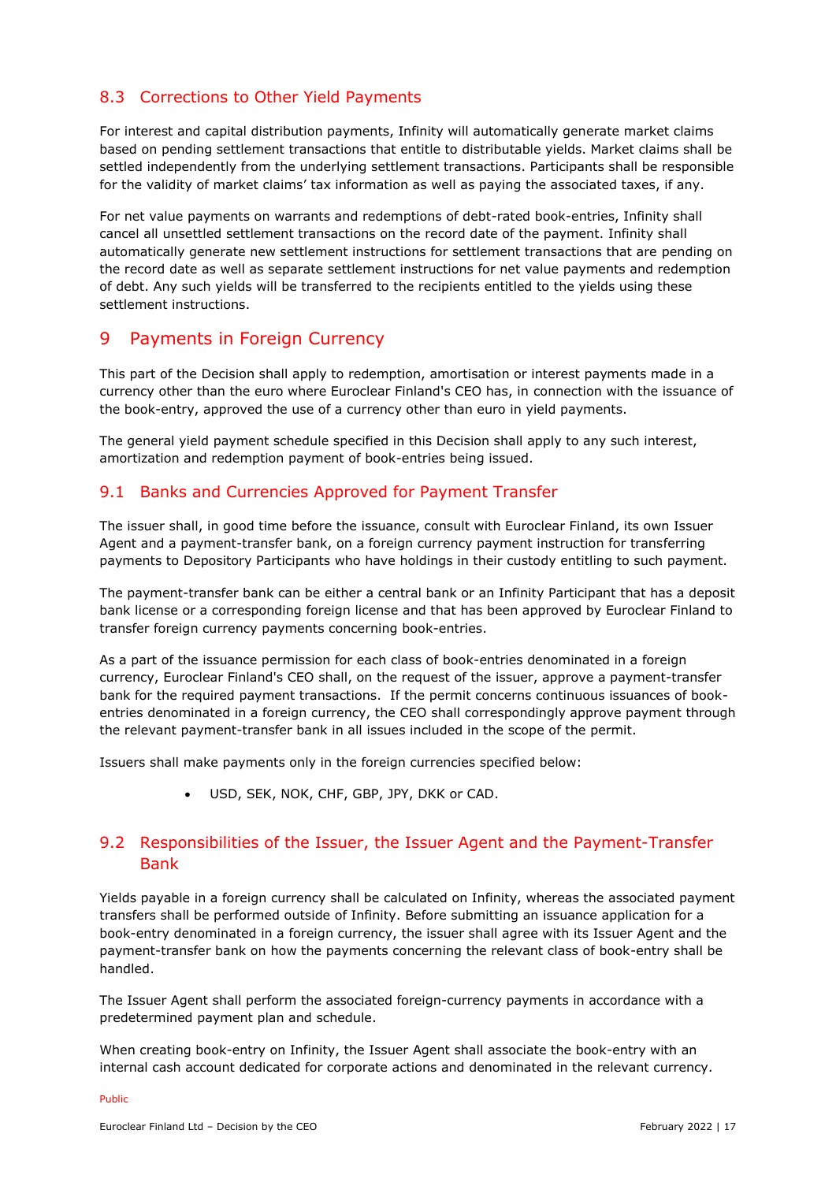## 8.3 Corrections to Other Yield Payments

For interest and capital distribution payments, Infinity will automatically generate market claims based on pending settlement transactions that entitle to distributable yields. Market claims shall be settled independently from the underlying settlement transactions. Participants shall be responsible for the validity of market claims' tax information as well as paying the associated taxes, if any.

For net value payments on warrants and redemptions of debt-rated book-entries, Infinity shall cancel all unsettled settlement transactions on the record date of the payment. Infinity shall automatically generate new settlement instructions for settlement transactions that are pending on the record date as well as separate settlement instructions for net value payments and redemption of debt. Any such yields will be transferred to the recipients entitled to the yields using these settlement instructions.

# 9 Payments in Foreign Currency

This part of the Decision shall apply to redemption, amortisation or interest payments made in a currency other than the euro where Euroclear Finland's CEO has, in connection with the issuance of the book-entry, approved the use of a currency other than euro in yield payments.

The general yield payment schedule specified in this Decision shall apply to any such interest, amortization and redemption payment of book-entries being issued.

## 9.1 Banks and Currencies Approved for Payment Transfer

The issuer shall, in good time before the issuance, consult with Euroclear Finland, its own Issuer Agent and a payment-transfer bank, on a foreign currency payment instruction for transferring payments to Depository Participants who have holdings in their custody entitling to such payment.

The payment-transfer bank can be either a central bank or an Infinity Participant that has a deposit bank license or a corresponding foreign license and that has been approved by Euroclear Finland to transfer foreign currency payments concerning book-entries.

As a part of the issuance permission for each class of book-entries denominated in a foreign currency, Euroclear Finland's CEO shall, on the request of the issuer, approve a payment-transfer bank for the required payment transactions. If the permit concerns continuous issuances of book-entries denominated in a foreign currency, the CEO shall correspondingly approve payment through the relevant payment-transfer bank in all issues included in the scope of the permit.

Issuers shall make payments only in the foreign currencies specified below:

- USD, SEK, NOK, CHF, GBP, JPY, DKK or CAD.

## 9.2 Responsibilities of the Issuer, the Issuer Agent and the Payment-Transfer Bank

Yields payable in a foreign currency shall be calculated on Infinity, whereas the associated payment transfers shall be performed outside of Infinity. Before submitting an issuance application for a book-entry denominated in a foreign currency, the issuer shall agree with its Issuer Agent and the payment-transfer bank on how the payments concerning the relevant class of book-entry shall be handled.

The Issuer Agent shall perform the associated foreign-currency payments in accordance with a predetermined payment plan and schedule.

When creating book-entry on Infinity, the Issuer Agent shall associate the book-entry with an internal cash account dedicated for corporate actions and denominated in the relevant currency.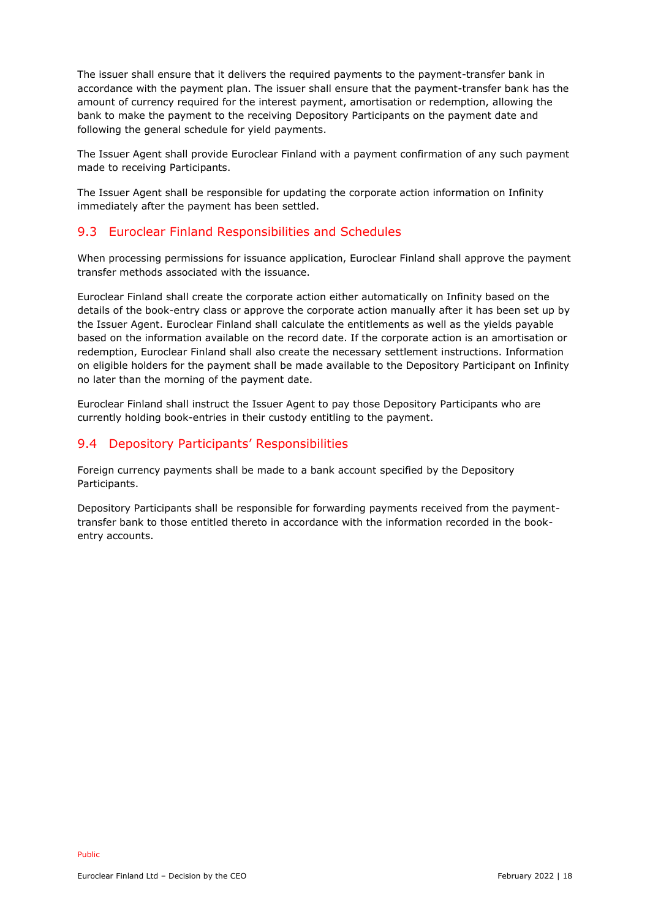The issuer shall ensure that it delivers the required payments to the payment-transfer bank in accordance with the payment plan. The issuer shall ensure that the payment-transfer bank has the amount of currency required for the interest payment, amortisation or redemption, allowing the bank to make the payment to the receiving Depository Participants on the payment date and following the general schedule for yield payments.

The Issuer Agent shall provide Euroclear Finland with a payment confirmation of any such payment made to receiving Participants.

The Issuer Agent shall be responsible for updating the corporate action information on Infinity immediately after the payment has been settled.

## 9.3 Euroclear Finland Responsibilities and Schedules

When processing permissions for issuance application, Euroclear Finland shall approve the payment transfer methods associated with the issuance.

Euroclear Finland shall create the corporate action either automatically on Infinity based on the details of the book-entry class or approve the corporate action manually after it has been set up by the Issuer Agent. Euroclear Finland shall calculate the entitlements as well as the yields payable based on the information available on the record date. If the corporate action is an amortisation or redemption, Euroclear Finland shall also create the necessary settlement instructions. Information on eligible holders for the payment shall be made available to the Depository Participant on Infinity no later than the morning of the payment date.

Euroclear Finland shall instruct the Issuer Agent to pay those Depository Participants who are currently holding book-entries in their custody entitling to the payment.

## 9.4 Depository Participants' Responsibilities

Foreign currency payments shall be made to a bank account specified by the Depository Participants.

Depository Participants shall be responsible for forwarding payments received from the payment-transfer bank to those entitled thereto in accordance with the information recorded in the book-entry accounts.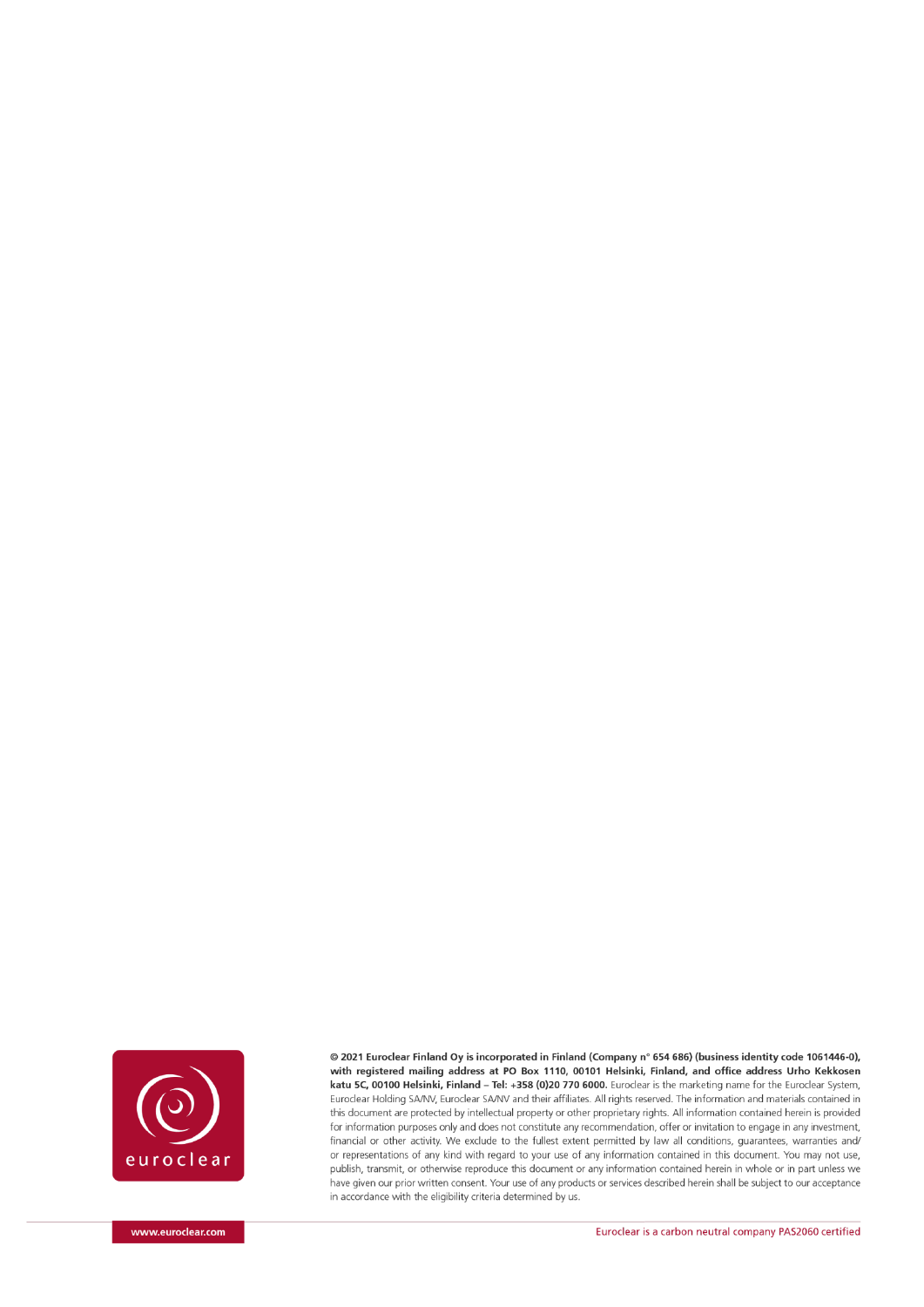euroclear

**© 2021 Euroclear Finland Oy is incorporated in Finland (Company n° 654 686) (business identity code 1061446-0), with registered mailing address at PO Box 1110, 00101 Helsinki, Finland, and office address Urho Kekkosen katu 5C, 00100 Helsinki, Finland – Tel: +358 (0)20 770 6000.** Euroclear is the marketing name for the Euroclear System, Euroclear Holding SA/NV, Euroclear SA/NV and their affiliates. All rights reserved. The information and materials contained in this document are protected by intellectual property or other proprietary rights. All information contained herein is provided for information purposes only and does not constitute any recommendation, offer or invitation to engage in any investment, financial or other activity. We exclude to the fullest extent permitted by law all conditions, guarantees, warranties and/or representations of any kind with regard to your use of any information contained in this document. You may not use, publish, transmit, or otherwise reproduce this document or any information contained herein in whole or in part unless we have given our prior written consent. Your use of any products or services described herein shall be subject to our acceptance in accordance with the eligibility criteria determined by us.

www.euroclear.com

Euroclear is a carbon neutral company PAS2060 certified